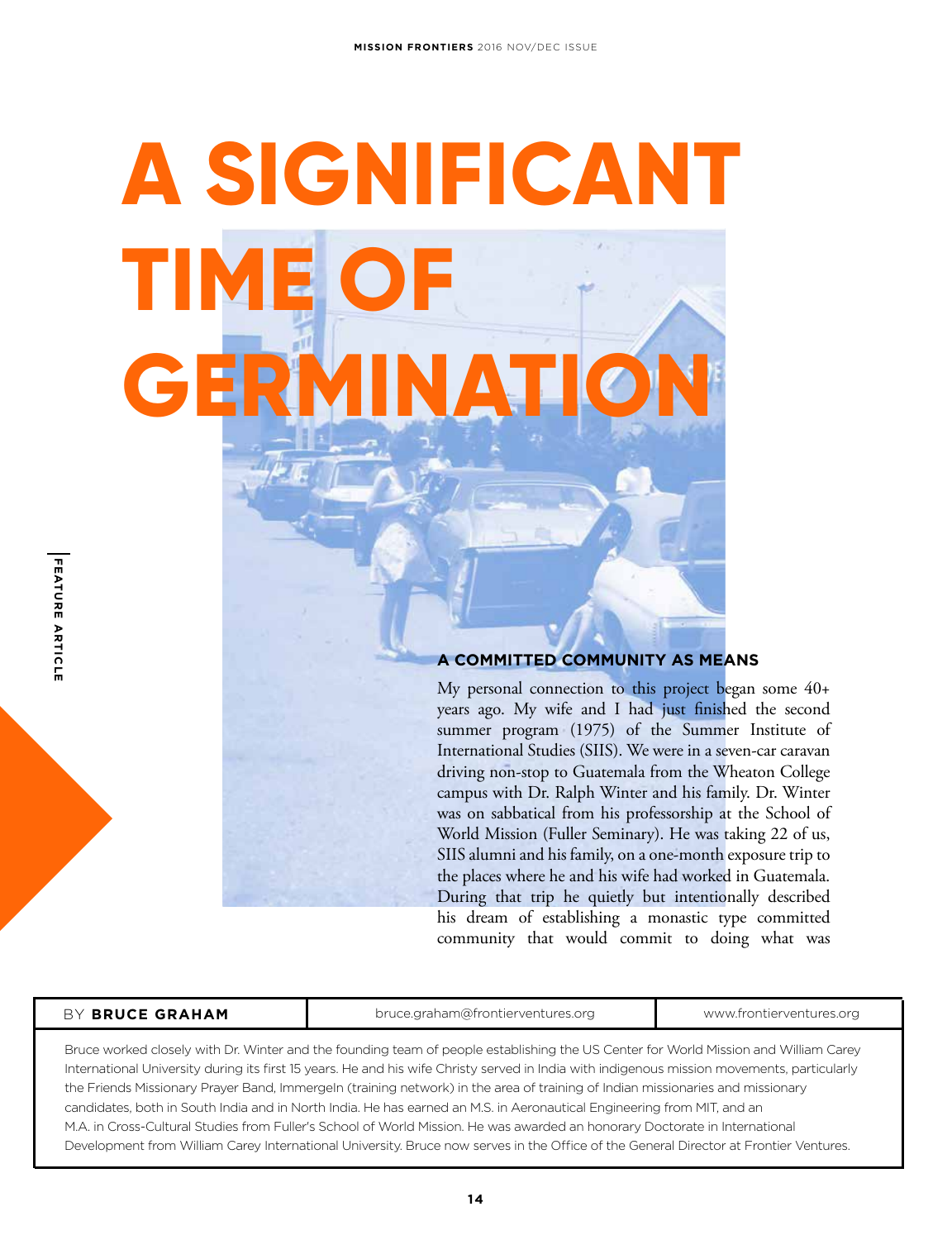# A SIGNIFICANT TIME OF GERMINATION

FEATURE ARTICLE

## A COMMITTED COMMUNITY AS MEANS

My personal connection to this project began some 40+ years ago. My wife and I had just finished the second summer program (1975) of the Summer Institute of International Studies (SIIS). We were in a seven-car caravan driving non-stop to Guatemala from the Wheaton College campus with Dr. Ralph Winter and his family. Dr. Winter was on sabbatical from his professorship at the School of World Mission (Fuller Seminary). He was taking 22 of us, SIIS alumni and his family, on a one-month exposure trip to the places where he and his wife had worked in Guatemala. During that trip he quietly but intentionally described his dream of establishing a monastic type committed community that would commit to doing what was

| BY **BRUCE GRAHAM** | bruce.graham@frontierventures.org | www.frontierventures.org |
| --- | --- | --- |

Bruce worked closely with Dr. Winter and the founding team of people establishing the US Center for World Mission and William Carey International University during its first 15 years. He and his wife Christy served in India with indigenous mission movements, particularly the Friends Missionary Prayer Band, ImmergeIn (training network) in the area of training of Indian missionaries and missionary candidates, both in South India and in North India. He has earned an M.S. in Aeronautical Engineering from MIT, and an M.A. in Cross-Cultural Studies from Fuller's School of World Mission. He was awarded an honorary Doctorate in International Development from William Carey International University. Bruce now serves in the Office of the General Director at Frontier Ventures.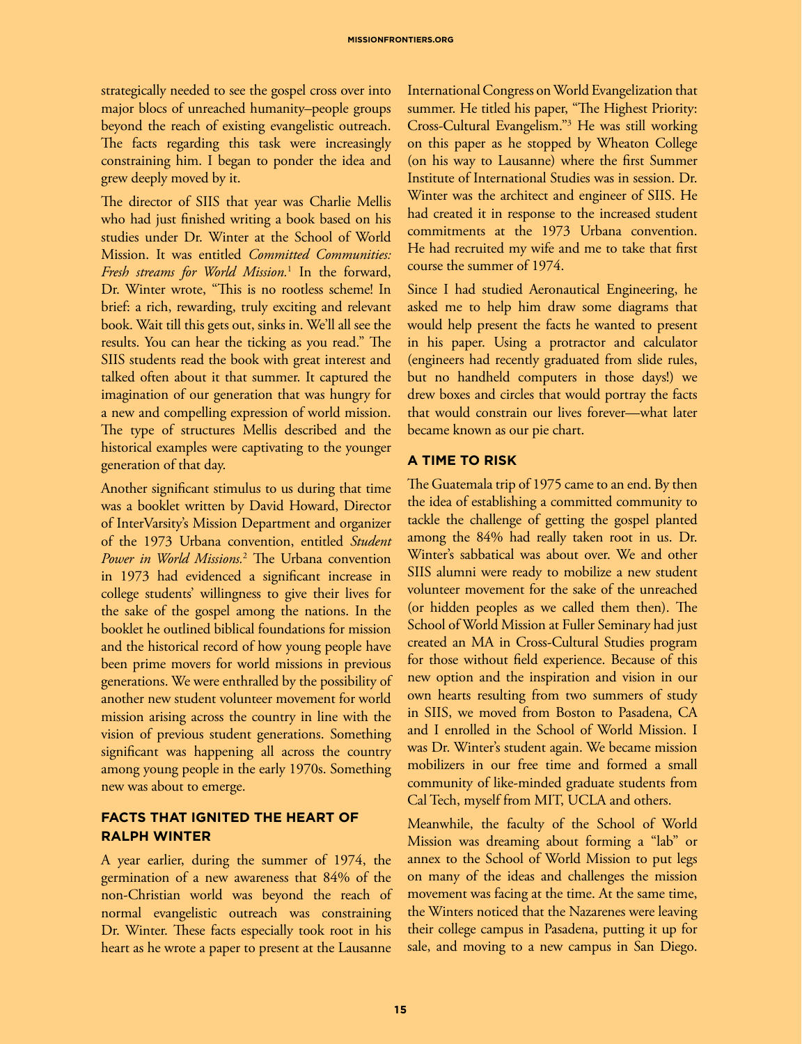strategically needed to see the gospel cross over into major blocs of unreached humanity–people groups beyond the reach of existing evangelistic outreach. The facts regarding this task were increasingly constraining him. I began to ponder the idea and grew deeply moved by it.

The director of SIIS that year was Charlie Mellis who had just finished writing a book based on his studies under Dr. Winter at the School of World Mission. It was entitled *Committed Communities: Fresh streams for World Mission.*[1] In the forward, Dr. Winter wrote, "This is no rootless scheme! In brief: a rich, rewarding, truly exciting and relevant book. Wait till this gets out, sinks in. We'll all see the results. You can hear the ticking as you read." The SIIS students read the book with great interest and talked often about it that summer. It captured the imagination of our generation that was hungry for a new and compelling expression of world mission. The type of structures Mellis described and the historical examples were captivating to the younger generation of that day.

Another significant stimulus to us during that time was a booklet written by David Howard, Director of InterVarsity's Mission Department and organizer of the 1973 Urbana convention, entitled *Student Power in World Missions.*[2] The Urbana convention in 1973 had evidenced a significant increase in college students' willingness to give their lives for the sake of the gospel among the nations. In the booklet he outlined biblical foundations for mission and the historical record of how young people have been prime movers for world missions in previous generations. We were enthralled by the possibility of another new student volunteer movement for world mission arising across the country in line with the vision of previous student generations. Something significant was happening all across the country among young people in the early 1970s. Something new was about to emerge.

## FACTS THAT IGNITED THE HEART OF RALPH WINTER

A year earlier, during the summer of 1974, the germination of a new awareness that 84% of the non-Christian world was beyond the reach of normal evangelistic outreach was constraining Dr. Winter. These facts especially took root in his heart as he wrote a paper to present at the Lausanne International Congress on World Evangelization that summer. He titled his paper, "The Highest Priority: Cross-Cultural Evangelism."[3] He was still working on this paper as he stopped by Wheaton College (on his way to Lausanne) where the first Summer Institute of International Studies was in session. Dr. Winter was the architect and engineer of SIIS. He had created it in response to the increased student commitments at the 1973 Urbana convention. He had recruited my wife and me to take that first course the summer of 1974.

Since I had studied Aeronautical Engineering, he asked me to help him draw some diagrams that would help present the facts he wanted to present in his paper. Using a protractor and calculator (engineers had recently graduated from slide rules, but no handheld computers in those days!) we drew boxes and circles that would portray the facts that would constrain our lives forever—what later became known as our pie chart.

## A TIME TO RISK

The Guatemala trip of 1975 came to an end. By then the idea of establishing a committed community to tackle the challenge of getting the gospel planted among the 84% had really taken root in us. Dr. Winter's sabbatical was about over. We and other SIIS alumni were ready to mobilize a new student volunteer movement for the sake of the unreached (or hidden peoples as we called them then). The School of World Mission at Fuller Seminary had just created an MA in Cross-Cultural Studies program for those without field experience. Because of this new option and the inspiration and vision in our own hearts resulting from two summers of study in SIIS, we moved from Boston to Pasadena, CA and I enrolled in the School of World Mission. I was Dr. Winter's student again. We became mission mobilizers in our free time and formed a small community of like-minded graduate students from Cal Tech, myself from MIT, UCLA and others.

Meanwhile, the faculty of the School of World Mission was dreaming about forming a "lab" or annex to the School of World Mission to put legs on many of the ideas and challenges the mission movement was facing at the time. At the same time, the Winters noticed that the Nazarenes were leaving their college campus in Pasadena, putting it up for sale, and moving to a new campus in San Diego.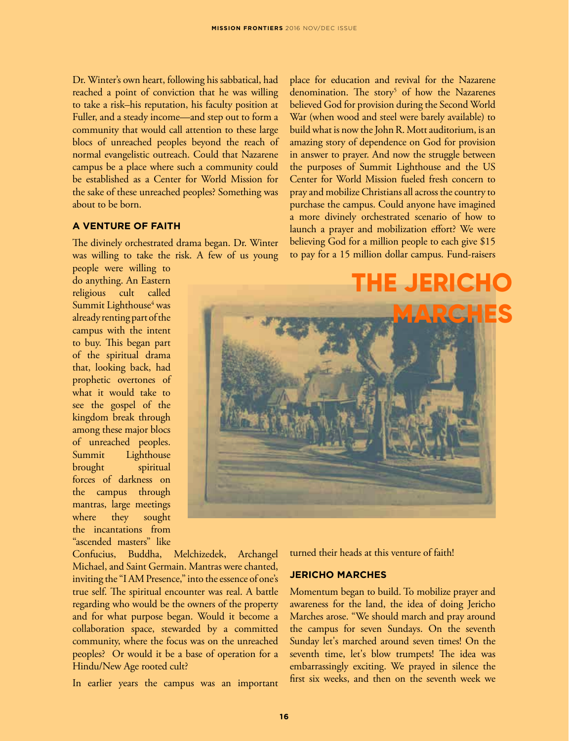Dr. Winter's own heart, following his sabbatical, had reached a point of conviction that he was willing to take a risk–his reputation, his faculty position at Fuller, and a steady income—and step out to form a community that would call attention to these large blocs of unreached peoples beyond the reach of normal evangelistic outreach. Could that Nazarene campus be a place where such a community could be established as a Center for World Mission for the sake of these unreached peoples? Something was about to be born.

### A VENTURE OF FAITH

The divinely orchestrated drama began. Dr. Winter was willing to take the risk. A few of us young people were willing to do anything. An Eastern religious cult called Summit Lighthouse[4] was already renting part of the campus with the intent to buy. This began part of the spiritual drama that, looking back, had prophetic overtones of what it would take to see the gospel of the kingdom break through among these major blocs of unreached peoples. Summit Lighthouse brought spiritual forces of darkness on the campus through mantras, large meetings where they sought the incantations from "ascended masters" like Confucius, Buddha, Melchizedek, Archangel Michael, and Saint Germain. Mantras were chanted, inviting the "I AM Presence," into the essence of one's true self. The spiritual encounter was real. A battle regarding who would be the owners of the property and for what purpose began. Would it become a collaboration space, stewarded by a committed community, where the focus was on the unreached peoples? Or would it be a base of operation for a Hindu/New Age rooted cult?

In earlier years the campus was an important place for education and revival for the Nazarene denomination. The story[5] of how the Nazarenes believed God for provision during the Second World War (when wood and steel were barely available) to build what is now the John R. Mott auditorium, is an amazing story of dependence on God for provision in answer to prayer. And now the struggle between the purposes of Summit Lighthouse and the US Center for World Mission fueled fresh concern to pray and mobilize Christians all across the country to purchase the campus. Could anyone have imagined a more divinely orchestrated scenario of how to launch a prayer and mobilization effort? We were believing God for a million people to each give $15 to pay for a 15 million dollar campus. Fund-raisers turned their heads at this venture of faith!

THE JERICHO MARCHES

### JERICHO MARCHES

Momentum began to build. To mobilize prayer and awareness for the land, the idea of doing Jericho Marches arose. "We should march and pray around the campus for seven Sundays. On the seventh Sunday let's marched around seven times! On the seventh time, let's blow trumpets! The idea was embarrassingly exciting. We prayed in silence the first six weeks, and then on the seventh week we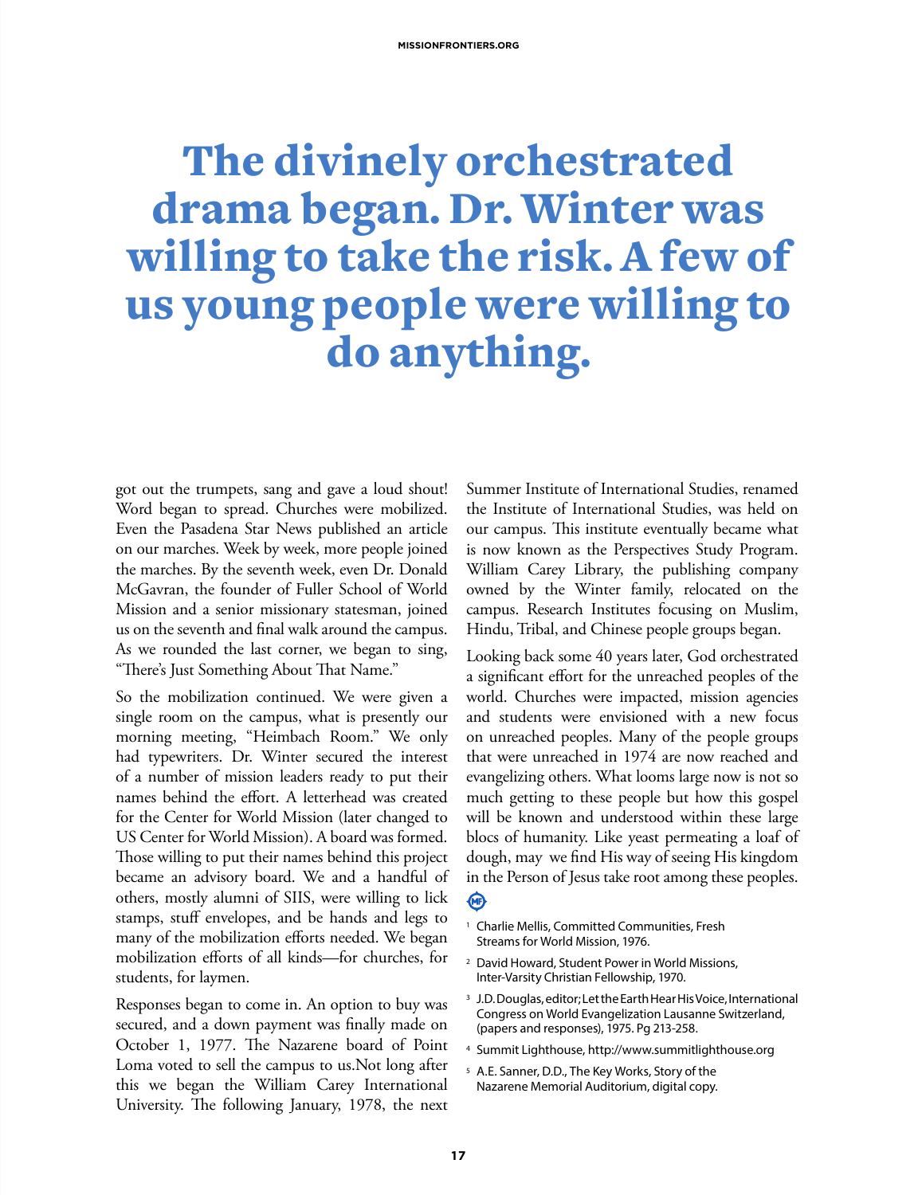# The divinely orchestrated drama began. Dr. Winter was willing to take the risk. A few of us young people were willing to do anything.

got out the trumpets, sang and gave a loud shout! Word began to spread. Churches were mobilized. Even the Pasadena Star News published an article on our marches. Week by week, more people joined the marches. By the seventh week, even Dr. Donald McGavran, the founder of Fuller School of World Mission and a senior missionary statesman, joined us on the seventh and final walk around the campus. As we rounded the last corner, we began to sing, "There's Just Something About That Name."

So the mobilization continued. We were given a single room on the campus, what is presently our morning meeting, "Heimbach Room." We only had typewriters. Dr. Winter secured the interest of a number of mission leaders ready to put their names behind the effort. A letterhead was created for the Center for World Mission (later changed to US Center for World Mission). A board was formed. Those willing to put their names behind this project became an advisory board. We and a handful of others, mostly alumni of SIIS, were willing to lick stamps, stuff envelopes, and be hands and legs to many of the mobilization efforts needed. We began mobilization efforts of all kinds—for churches, for students, for laymen.

Responses began to come in. An option to buy was secured, and a down payment was finally made on October 1, 1977. The Nazarene board of Point Loma voted to sell the campus to us.Not long after this we began the William Carey International University. The following January, 1978, the next Summer Institute of International Studies, renamed the Institute of International Studies, was held on our campus. This institute eventually became what is now known as the Perspectives Study Program. William Carey Library, the publishing company owned by the Winter family, relocated on the campus. Research Institutes focusing on Muslim, Hindu, Tribal, and Chinese people groups began.

Looking back some 40 years later, God orchestrated a significant effort for the unreached peoples of the world. Churches were impacted, mission agencies and students were envisioned with a new focus on unreached peoples. Many of the people groups that were unreached in 1974 are now reached and evangelizing others. What looms large now is not so much getting to these people but how this gospel will be known and understood within these large blocs of humanity. Like yeast permeating a loaf of dough, may we find His way of seeing His kingdom in the Person of Jesus take root among these peoples.

1. Charlie Mellis, Committed Communities, Fresh Streams for World Mission, 1976.
2. David Howard, Student Power in World Missions, Inter-Varsity Christian Fellowship, 1970.
3. J.D. Douglas, editor; Let the Earth Hear His Voice, International Congress on World Evangelization Lausanne Switzerland, (papers and responses), 1975. Pg 213-258.
4. Summit Lighthouse, http://www.summitlighthouse.org
5. A.E. Sanner, D.D., The Key Works, Story of the Nazarene Memorial Auditorium, digital copy.